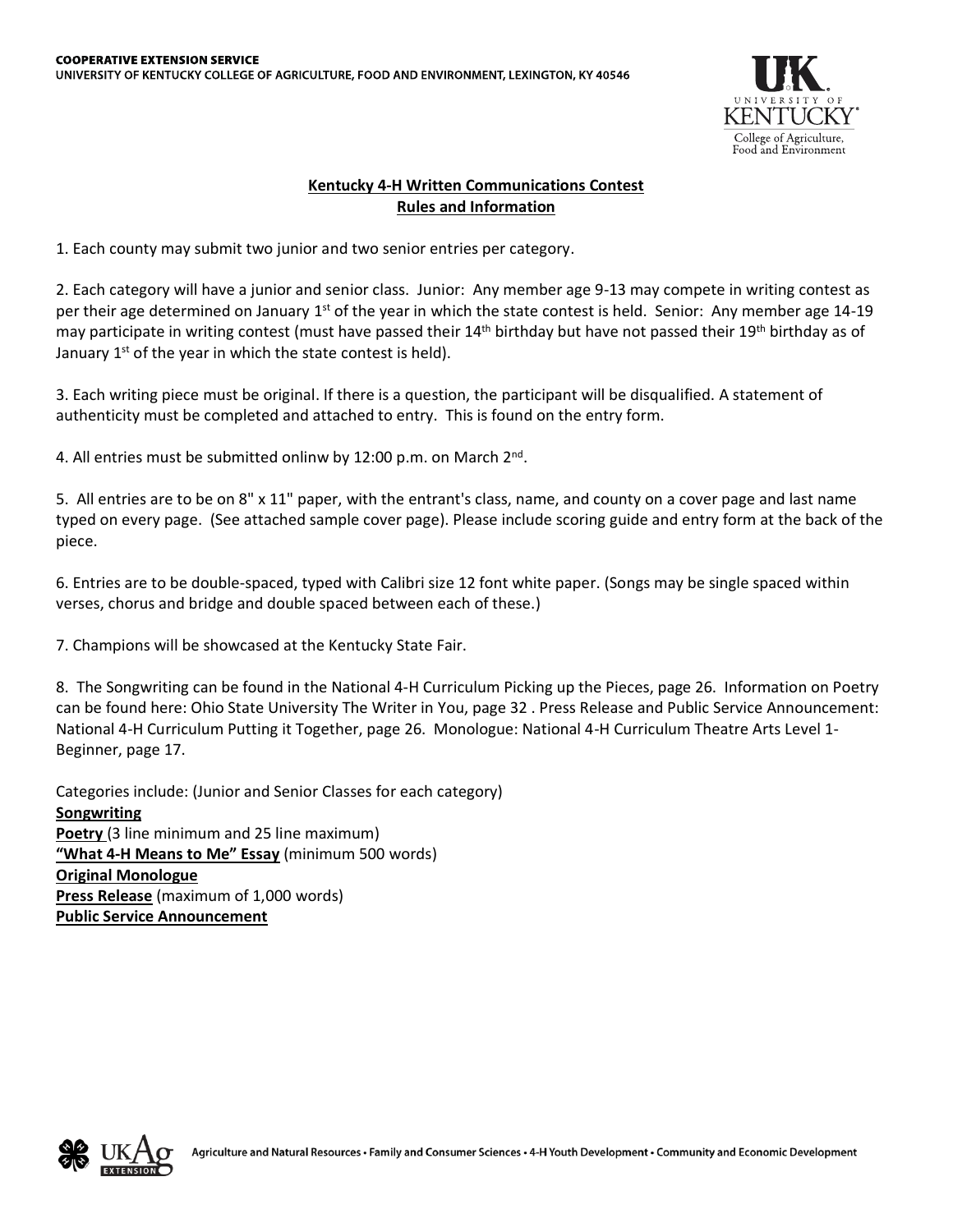**COOPERATIVE EXTENSION SERVICE**
**UNIVERSITY OF KENTUCKY COLLEGE OF AGRICULTURE, FOOD AND ENVIRONMENT, LEXINGTON, KY 40546**

# Kentucky 4-H Written Communications Contest
## Rules and Information

1. Each county may submit two junior and two senior entries per category.

2. Each category will have a junior and senior class. Junior: Any member age 9-13 may compete in writing contest as per their age determined on January 1st of the year in which the state contest is held. Senior: Any member age 14-19 may participate in writing contest (must have passed their 14th birthday but have not passed their 19th birthday as of January 1st of the year in which the state contest is held).

3. Each writing piece must be original. If there is a question, the participant will be disqualified. A statement of authenticity must be completed and attached to entry. This is found on the entry form.

4. All entries must be submitted onlinw by 12:00 p.m. on March 2nd.

5. All entries are to be on 8" x 11" paper, with the entrant's class, name, and county on a cover page and last name typed on every page. (See attached sample cover page). Please include scoring guide and entry form at the back of the piece.

6. Entries are to be double-spaced, typed with Calibri size 12 font white paper. (Songs may be single spaced within verses, chorus and bridge and double spaced between each of these.)

7. Champions will be showcased at the Kentucky State Fair.

8. The Songwriting can be found in the National 4-H Curriculum Picking up the Pieces, page 26. Information on Poetry can be found here: Ohio State University The Writer in You, page 32 . Press Release and Public Service Announcement: National 4-H Curriculum Putting it Together, page 26. Monologue: National 4-H Curriculum Theatre Arts Level 1-Beginner, page 17.

Categories include: (Junior and Senior Classes for each category)

**Songwriting**
**Poetry** (3 line minimum and 25 line maximum)
**"What 4-H Means to Me" Essay** (minimum 500 words)
**Original Monologue**
**Press Release** (maximum of 1,000 words)
**Public Service Announcement**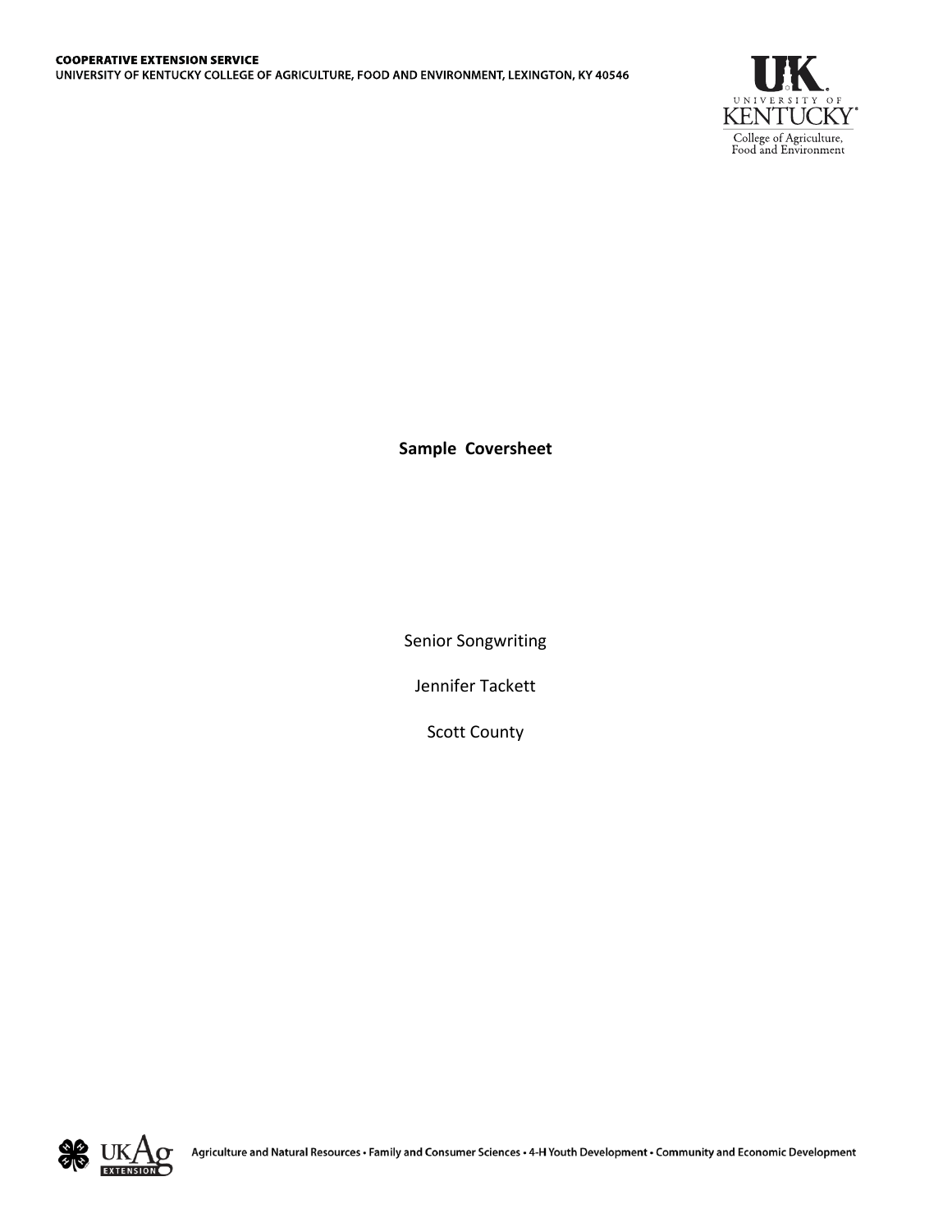**COOPERATIVE EXTENSION SERVICE**
**UNIVERSITY OF KENTUCKY COLLEGE OF AGRICULTURE, FOOD AND ENVIRONMENT, LEXINGTON, KY 40546**

**Sample Coversheet**

Senior Songwriting

Jennifer Tackett

Scott County

Agriculture and Natural Resources • Family and Consumer Sciences • 4-H Youth Development • Community and Economic Development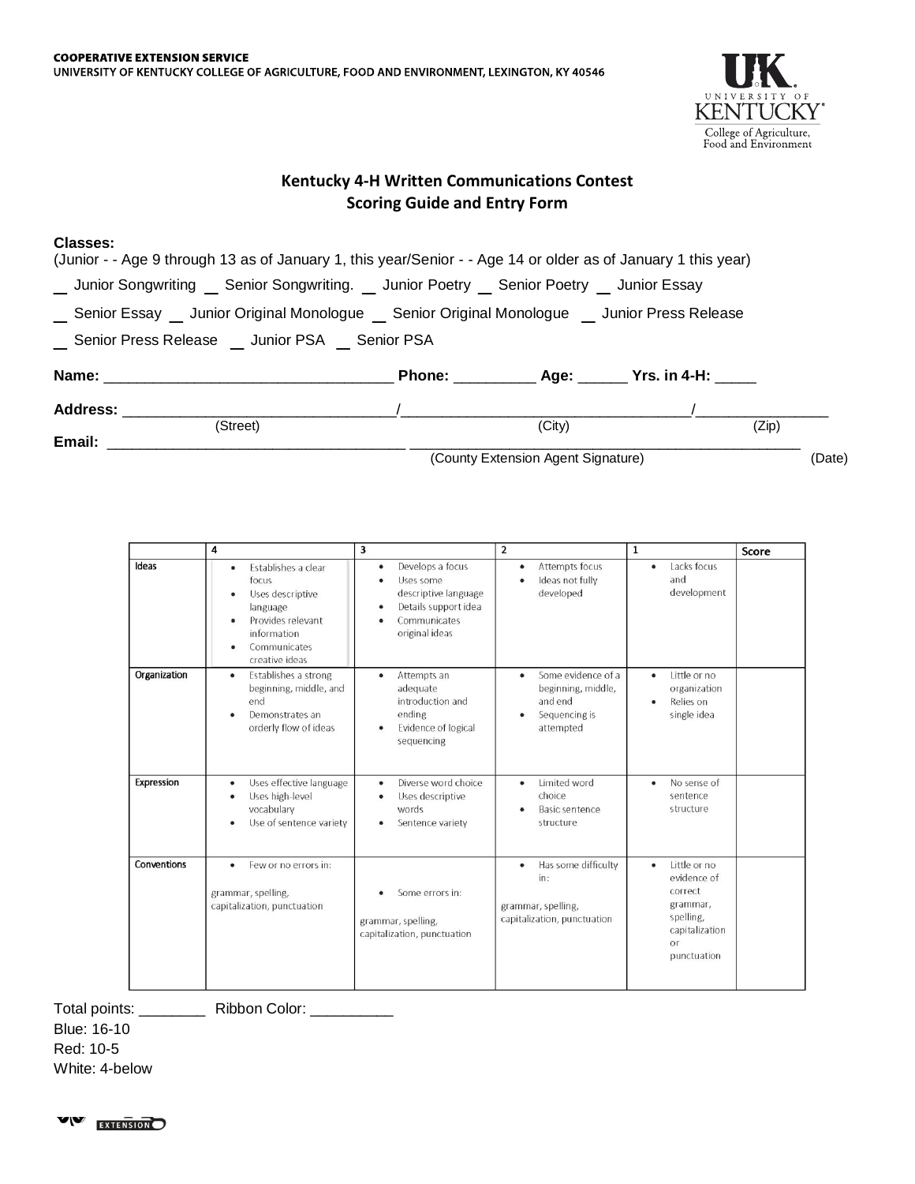COOPERATIVE EXTENSION SERVICE
UNIVERSITY OF KENTUCKY COLLEGE OF AGRICULTURE, FOOD AND ENVIRONMENT, LEXINGTON, KY 40546

## Kentucky 4-H Written Communications Contest
## Scoring Guide and Entry Form

**Classes:**
(Junior - - Age 9 through 13 as of January 1, this year/Senior - - Age 14 or older as of January 1 this year)

_ Junior Songwriting _ Senior Songwriting. _ Junior Poetry _ Senior Poetry _ Junior Essay

_ Senior Essay _ Junior Original Monologue _ Senior Original Monologue _ Junior Press Release

_ Senior Press Release _ Junior PSA _ Senior PSA

**Name:** ______________________________ **Phone:** _________ **Age:** ______ **Yrs. in 4-H:** _____

**Address:** ______________________________/______________________________/_______________
(Street) (City) (Zip)

**Email:** ______________________________ ______________________________________________
(County Extension Agent Signature) (Date)

| | 4 | 3 | 2 | 1 | Score |
|---|---|---|---|---|---|
| Ideas | • Establishes a clear focus<br>• Uses descriptive language<br>• Provides relevant information<br>• Communicates creative ideas | • Develops a focus<br>• Uses some descriptive language<br>• Details support idea<br>• Communicates original ideas | • Attempts focus<br>• Ideas not fully developed | • Lacks focus and development | |
| Organization | • Establishes a strong beginning, middle, and end<br>• Demonstrates an orderly flow of ideas | • Attempts an adequate introduction and ending<br>• Evidence of logical sequencing | • Some evidence of a beginning, middle, and end<br>• Sequencing is attempted | • Little or no organization<br>• Relies on single idea | |
| Expression | • Uses effective language<br>• Uses high-level vocabulary<br>• Use of sentence variety | • Diverse word choice<br>• Uses descriptive words<br>• Sentence variety | • Limited word choice<br>• Basic sentence structure | • No sense of sentence structure | |
| Conventions | • Few or no errors in:<br>grammar, spelling, capitalization, punctuation | • Some errors in:<br>grammar, spelling, capitalization, punctuation | • Has some difficulty in:<br>grammar, spelling, capitalization, punctuation | • Little or no evidence of correct grammar, spelling, capitalization or punctuation | |

Total points: ________ Ribbon Color: __________

Blue: 16-10
Red: 10-5
White: 4-below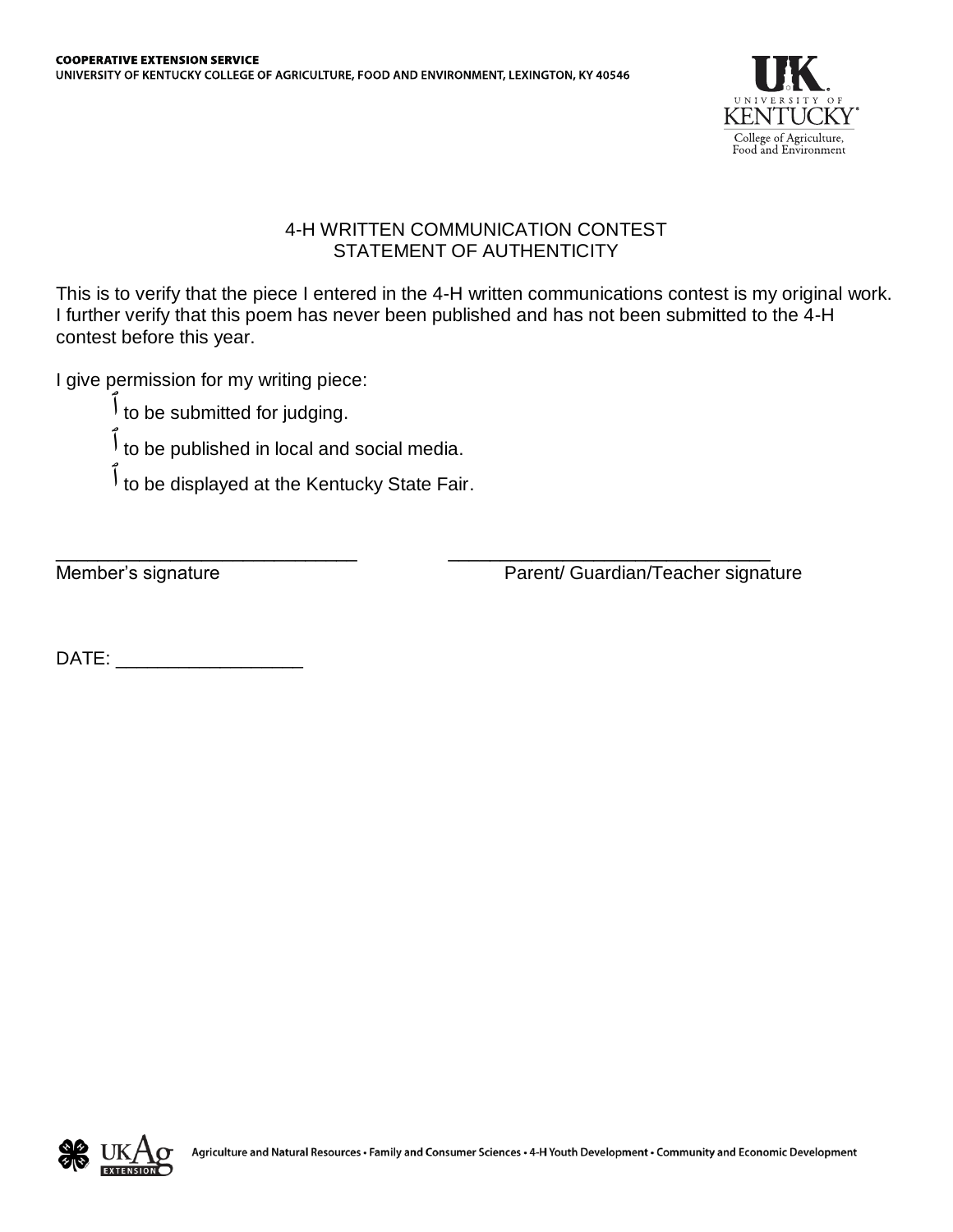COOPERATIVE EXTENSION SERVICE
UNIVERSITY OF KENTUCKY COLLEGE OF AGRICULTURE, FOOD AND ENVIRONMENT, LEXINGTON, KY 40546

UNIVERSITY OF KENTUCKY
College of Agriculture, Food and Environment

# 4-H WRITTEN COMMUNICATION CONTEST
# STATEMENT OF AUTHENTICITY

This is to verify that the piece I entered in the 4-H written communications contest is my original work. I further verify that this poem has never been published and has not been submitted to the 4-H contest before this year.

I give permission for my writing piece:

- ☐ to be submitted for judging.
- ☐ to be published in local and social media.
- ☐ to be displayed at the Kentucky State Fair.

_____________________________ Member's signature

_______________________________ Parent/ Guardian/Teacher signature

DATE: _________________

Agriculture and Natural Resources • Family and Consumer Sciences • 4-H Youth Development • Community and Economic Development